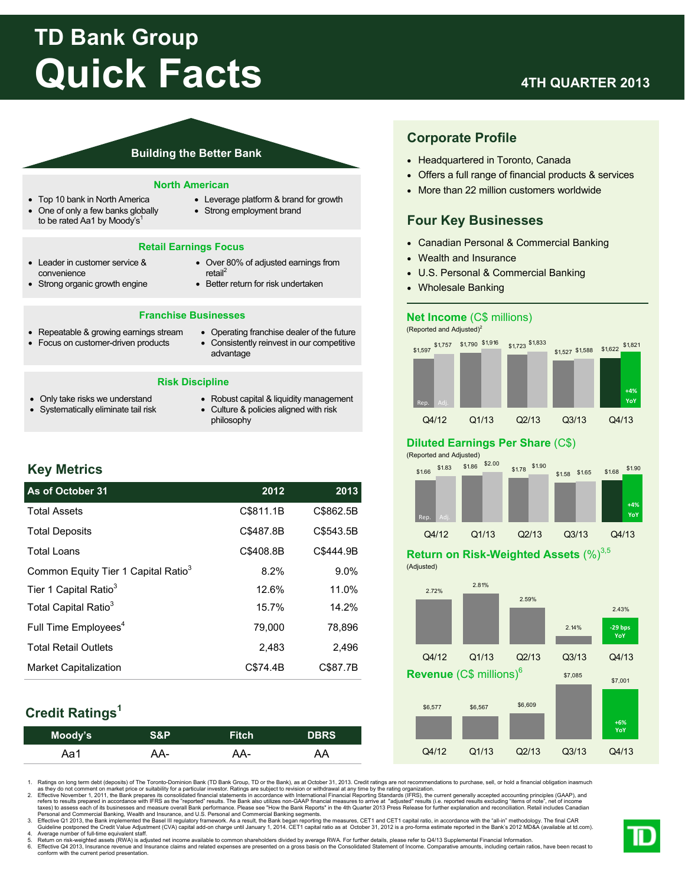# TD Bank Group
# Quick Facts

**4TH QUARTER 2013**

## Building the Better Bank

### North American

- Top 10 bank in North America
- One of only a few banks globally to be rated Aa1 by Moody's[1]
- Leverage platform & brand for growth
- Strong employment brand

### Retail Earnings Focus

- Leader in customer service & convenience
- Strong organic growth engine
- Over 80% of adjusted earnings from retail[2]
- Better return for risk undertaken

### Franchise Businesses

- Repeatable & growing earnings stream
- Focus on customer-driven products
- Operating franchise dealer of the future
- Consistently reinvest in our competitive advantage

### Risk Discipline

- Only take risks we understand
- Systematically eliminate tail risk
- Robust capital & liquidity management
- Culture & policies aligned with risk philosophy

## Key Metrics

| As of October 31 | 2012 | 2013 |
|---|---|---|
| Total Assets | C$811.1B | C$862.5B |
| Total Deposits | C$487.8B | C$543.5B |
| Total Loans | C$408.8B | C$444.9B |
| Common Equity Tier 1 Capital Ratio[3] | 8.2% | 9.0% |
| Tier 1 Capital Ratio[3] | 12.6% | 11.0% |
| Total Capital Ratio[3] | 15.7% | 14.2% |
| Full Time Employees[4] | 79,000 | 78,896 |
| Total Retail Outlets | 2,483 | 2,496 |
| Market Capitalization | C$74.4B | C$87.7B |

## Credit Ratings[1]

| Moody's | S&P | Fitch | DBRS |
|---|---|---|---|
| Aa1 | AA- | AA- | AA |

## Corporate Profile

- Headquartered in Toronto, Canada
- Offers a full range of financial products & services
- More than 22 million customers worldwide

## Four Key Businesses

- Canadian Personal & Commercial Banking
- Wealth and Insurance
- U.S. Personal & Commercial Banking
- Wholesale Banking

## Net Income (C$ millions)

(Reported and Adjusted)[2]

| | Q4/12 | Q1/13 | Q2/13 | Q3/13 | Q4/13 |
|---|---|---|---|---|---|
| Rep. | $1,597 | $1,790 | $1,723 | $1,527 | $1,622 |
| Adj. | $1,757 | $1,916 | $1,833 | $1,588 | $1,821 |

Q4/13: +4% YoY

## Diluted Earnings Per Share (C$)

(Reported and Adjusted)

| | Q4/12 | Q1/13 | Q2/13 | Q3/13 | Q4/13 |
|---|---|---|---|---|---|
| Rep. | $1.66 | $1.86 | $1.78 | $1.58 | $1.68 |
| Adj. | $1.83 | $2.00 | $1.90 | $1.65 | $1.90 |

Q4/13: +4% YoY

## Return on Risk-Weighted Assets (%)[3,5]

(Adjusted)

| Q4/12 | Q1/13 | Q2/13 | Q3/13 | Q4/13 |
|---|---|---|---|---|
| 2.72% | 2.81% | 2.59% | 2.14% | 2.43% |

Q4/13: -29 bps YoY

## Revenue (C$ millions)[6]

| Q4/12 | Q1/13 | Q2/13 | Q3/13 | Q4/13 |
|---|---|---|---|---|
| $6,577 | $6,567 | $6,609 | $7,085 | $7,001 |

Q4/13: +6% YoY

1. Ratings on long term debt (deposits) of The Toronto-Dominion Bank (TD Bank Group, TD or the Bank), as at October 31, 2013. Credit ratings are not recommendations to purchase, sell, or hold a financial obligation inasmuch as they do not comment on market price or suitability for a particular investor. Ratings are subject to revision or withdrawal at any time by the rating organization.
2. Effective November 1, 2011, the Bank prepares its consolidated financial statements in accordance with International Financial Reporting Standards (IFRS), the current generally accepted accounting principles (GAAP), and refers to results prepared in accordance with IFRS as the "reported" results. The Bank also utilizes non-GAAP financial measures to arrive at "adjusted" results (i.e. reported results excluding "items of note", net of income taxes) to assess each of its businesses and measure overall Bank performance. Please see "How the Bank Reports" in the 4th Quarter 2013 Press Release for further explanation and reconciliation. Retail includes Canadian Personal and Commercial Banking, Wealth and Insurance, and U.S. Personal and Commercial Banking segments.
3. Effective Q1 2013, the Bank implemented the Basel III regulatory framework. As a result, the Bank began reporting the measures, CET1 and CET1 capital ratio, in accordance with the "all-in" methodology. The final CAR Guideline postponed the Credit Value Adjustment (CVA) capital add-on charge until January 1, 2014. CET1 capital ratio as at October 31, 2012 is a pro-forma estimate reported in the Bank's 2012 MD&A (available at td.com).
4. Average number of full-time equivalent staff.
5. Return on risk-weighted assets (RWA) is adjusted net income available to common shareholders divided by average RWA. For further details, please refer to Q4/13 Supplemental Financial Information.
6. Effective Q4 2013, Insurance revenue and Insurance claims and related expenses are presented on a gross basis on the Consolidated Statement of Income. Comparative amounts, including certain ratios, have been recast to conform with the current period presentation.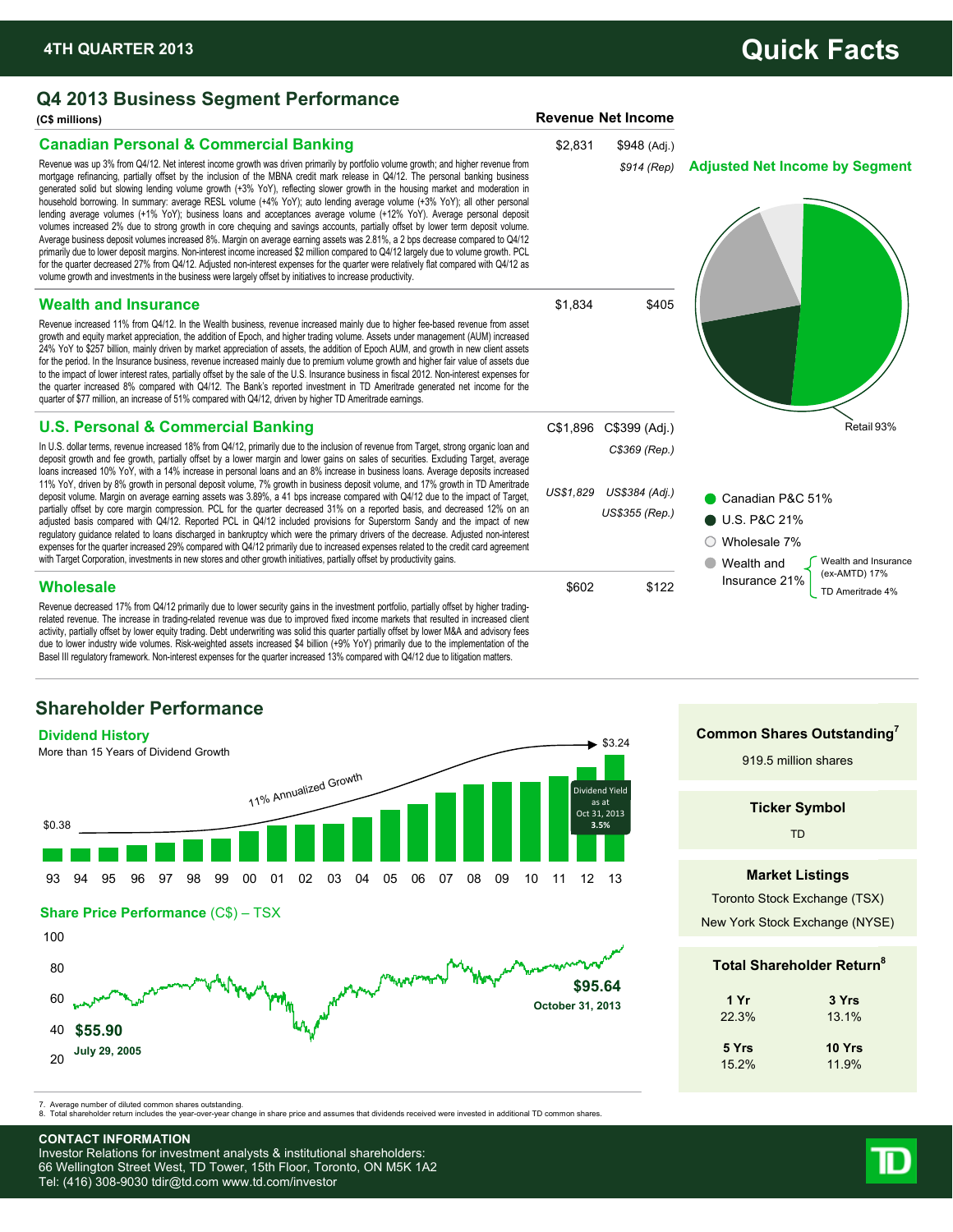# 4TH QUARTER 2013 — Quick Facts

## Q4 2013 Business Segment Performance

(C$ millions)

| | Revenue | Net Income |
|---|---|---|
| **Canadian Personal & Commercial Banking** | $2,831 | $948 (Adj.) *$914 (Rep)* |

Revenue was up 3% from Q4/12. Net interest income growth was driven primarily by portfolio volume growth; and higher revenue from mortgage refinancing, partially offset by the inclusion of the MBNA credit mark release in Q4/12. The personal banking business generated solid but slowing lending volume growth (+3% YoY), reflecting slower growth in the housing market and moderation in household borrowing. In summary: average RESL volume (+4% YoY); auto lending average volume (+3% YoY); all other personal lending average volumes (+1% YoY); business loans and acceptances average volume (+12% YoY). Average personal deposit volumes increased 2% due to strong growth in core chequing and savings accounts, partially offset by lower term deposit volume. Average business deposit volumes increased 8%. Margin on average earning assets was 2.81%, a 2 bps decrease compared to Q4/12 primarily due to lower deposit margins. Non-interest income increased $2 million compared to Q4/12 largely due to volume growth. PCL for the quarter decreased 27% from Q4/12. Adjusted non-interest expenses for the quarter were relatively flat compared with Q4/12 as volume growth and investments in the business were largely offset by initiatives to increase productivity.

| | Revenue | Net Income |
|---|---|---|
| **Wealth and Insurance** | $1,834 | $405 |

Revenue increased 11% from Q4/12. In the Wealth business, revenue increased mainly due to higher fee-based revenue from asset growth and equity market appreciation, the addition of Epoch, and higher trading volume. Assets under management (AUM) increased 24% YoY to $257 billion, mainly driven by market appreciation of assets, the addition of Epoch AUM, and growth in new client assets for the period. In the Insurance business, revenue increased mainly due to premium volume growth and higher fair value of assets due to the impact of lower interest rates, partially offset by the sale of the U.S. Insurance business in fiscal 2012. Non-interest expenses for the quarter increased 8% compared with Q4/12. The Bank's reported investment in TD Ameritrade generated net income for the quarter of $77 million, an increase of 51% compared with Q4/12, driven by higher TD Ameritrade earnings.

| | Revenue | Net Income |
|---|---|---|
| **U.S. Personal & Commercial Banking** | C$1,896 | C$399 (Adj.) *C$369 (Rep.)* |
| | *US$1,829* | *US$384 (Adj.) US$355 (Rep.)* |

In U.S. dollar terms, revenue increased 18% from Q4/12, primarily due to the inclusion of revenue from Target, strong organic loan and deposit growth and fee growth, partially offset by a lower margin and lower gains on sales of securities. Excluding Target, average loans increased 10% YoY, with a 14% increase in personal loans and an 8% increase in business loans. Average deposits increased 11% YoY, driven by 8% growth in personal deposit volume, 7% growth in business deposit volume, and 17% growth in TD Ameritrade deposit volume. Margin on average earning assets was 3.89%, a 41 bps increase compared with Q4/12 due to the impact of Target, partially offset by core margin compression. PCL for the quarter decreased 31% on a reported basis, and decreased 12% on an adjusted basis compared with Q4/12. Reported PCL in Q4/12 included provisions for Superstorm Sandy and the impact of new regulatory guidance related to loans discharged in bankruptcy which were the primary drivers of the decrease. Adjusted non-interest expenses for the quarter increased 29% compared with Q4/12 primarily due to increased expenses related to the credit card agreement with Target Corporation, investments in new stores and other growth initiatives, partially offset by productivity gains.

| | Revenue | Net Income |
|---|---|---|
| **Wholesale** | $602 | $122 |

Revenue decreased 17% from Q4/12 primarily due to lower security gains in the investment portfolio, partially offset by higher trading-related revenue. The increase in trading-related revenue was due to improved fixed income markets that resulted in increased client activity, partially offset by lower equity trading. Debt underwriting was solid this quarter partially offset by lower M&A and advisory fees due to lower industry wide volumes. Risk-weighted assets increased $4 billion (+9% YoY) primarily due to the implementation of the Basel III regulatory framework. Non-interest expenses for the quarter increased 13% compared with Q4/12 due to litigation matters.

### Adjusted Net Income by Segment

Retail 93%

- Canadian P&C 51%
- U.S. P&C 21%
- Wholesale 7%
- Wealth and Insurance 21%
  - Wealth and Insurance (ex-AMTD) 17%
  - TD Ameritrade 4%

## Shareholder Performance

### Dividend History

More than 15 Years of Dividend Growth

11% Annualized Growth

$0.38

$3.24

Dividend Yield as at Oct 31, 2013 3.5%

93 94 95 96 97 98 99 00 01 02 03 04 05 06 07 08 09 10 11 12 13

### Share Price Performance (C$) – TSX

100
80
60
40
20

$55.90 July 29, 2005

$95.64 October 31, 2013

### Common Shares Outstanding[7]

919.5 million shares

### Ticker Symbol

TD

### Market Listings

Toronto Stock Exchange (TSX)

New York Stock Exchange (NYSE)

### Total Shareholder Return[8]

| | |
|---|---|
| **1 Yr** 22.3% | **3 Yrs** 13.1% |
| **5 Yrs** 15.2% | **10 Yrs** 11.9% |

7. Average number of diluted common shares outstanding.
8. Total shareholder return includes the year-over-year change in share price and assumes that dividends received were invested in additional TD common shares.

**CONTACT INFORMATION**

Investor Relations for investment analysts & institutional shareholders:
66 Wellington Street West, TD Tower, 15th Floor, Toronto, ON M5K 1A2
Tel: (416) 308-9030 tdir@td.com www.td.com/investor